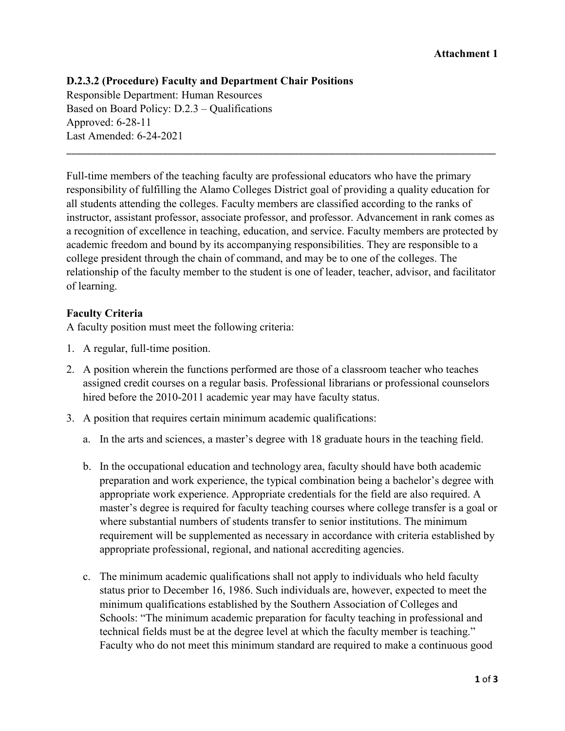**Attachment 1**

## D.2.3.2 (Procedure) Faculty and Department Chair Positions

Responsible Department: Human Resources
Based on Board Policy: D.2.3 – Qualifications
Approved: 6-28-11
Last Amended: 6-24-2021

---

Full-time members of the teaching faculty are professional educators who have the primary responsibility of fulfilling the Alamo Colleges District goal of providing a quality education for all students attending the colleges. Faculty members are classified according to the ranks of instructor, assistant professor, associate professor, and professor. Advancement in rank comes as a recognition of excellence in teaching, education, and service. Faculty members are protected by academic freedom and bound by its accompanying responsibilities. They are responsible to a college president through the chain of command, and may be to one of the colleges. The relationship of the faculty member to the student is one of leader, teacher, advisor, and facilitator of learning.

### Faculty Criteria

A faculty position must meet the following criteria:

1. A regular, full-time position.
2. A position wherein the functions performed are those of a classroom teacher who teaches assigned credit courses on a regular basis. Professional librarians or professional counselors hired before the 2010-2011 academic year may have faculty status.
3. A position that requires certain minimum academic qualifications:
   a. In the arts and sciences, a master's degree with 18 graduate hours in the teaching field.

   b. In the occupational education and technology area, faculty should have both academic preparation and work experience, the typical combination being a bachelor's degree with appropriate work experience. Appropriate credentials for the field are also required. A master's degree is required for faculty teaching courses where college transfer is a goal or where substantial numbers of students transfer to senior institutions. The minimum requirement will be supplemented as necessary in accordance with criteria established by appropriate professional, regional, and national accrediting agencies.

   c. The minimum academic qualifications shall not apply to individuals who held faculty status prior to December 16, 1986. Such individuals are, however, expected to meet the minimum qualifications established by the Southern Association of Colleges and Schools: "The minimum academic preparation for faculty teaching in professional and technical fields must be at the degree level at which the faculty member is teaching." Faculty who do not meet this minimum standard are required to make a continuous good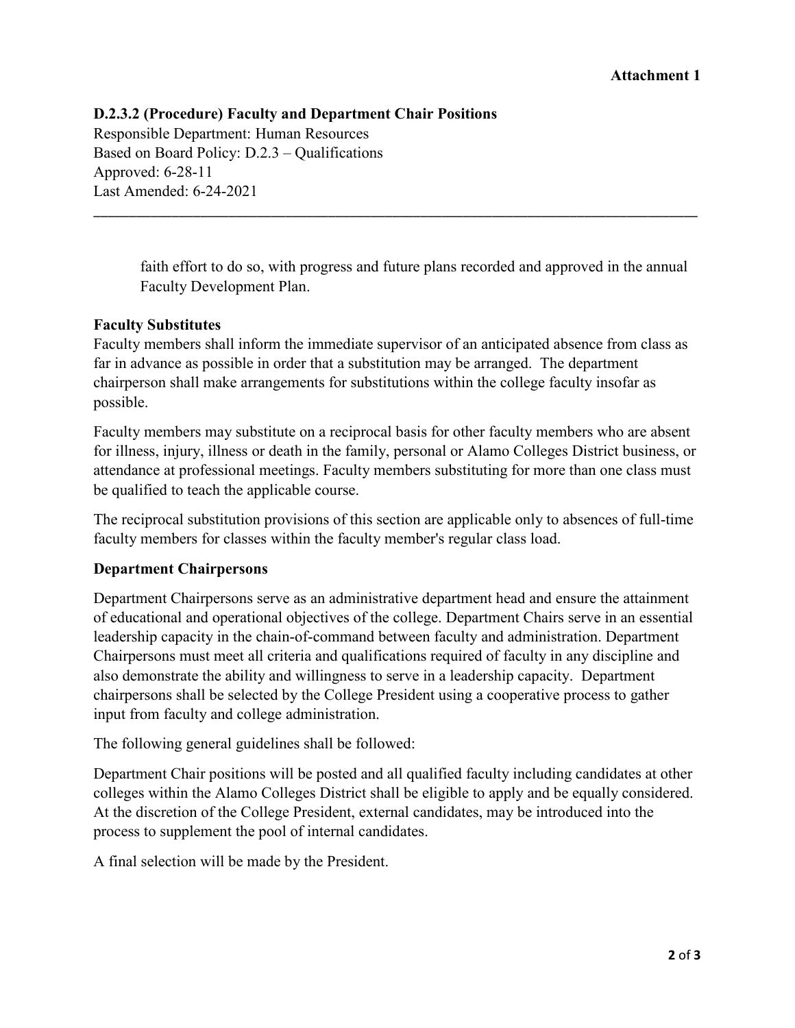faith effort to do so, with progress and future plans recorded and approved in the annual Faculty Development Plan.

**Faculty Substitutes**

Faculty members shall inform the immediate supervisor of an anticipated absence from class as far in advance as possible in order that a substitution may be arranged. The department chairperson shall make arrangements for substitutions within the college faculty insofar as possible.

Faculty members may substitute on a reciprocal basis for other faculty members who are absent for illness, injury, illness or death in the family, personal or Alamo Colleges District business, or attendance at professional meetings. Faculty members substituting for more than one class must be qualified to teach the applicable course.

The reciprocal substitution provisions of this section are applicable only to absences of full-time faculty members for classes within the faculty member's regular class load.

**Department Chairpersons**

Department Chairpersons serve as an administrative department head and ensure the attainment of educational and operational objectives of the college. Department Chairs serve in an essential leadership capacity in the chain-of-command between faculty and administration. Department Chairpersons must meet all criteria and qualifications required of faculty in any discipline and also demonstrate the ability and willingness to serve in a leadership capacity. Department chairpersons shall be selected by the College President using a cooperative process to gather input from faculty and college administration.

The following general guidelines shall be followed:

Department Chair positions will be posted and all qualified faculty including candidates at other colleges within the Alamo Colleges District shall be eligible to apply and be equally considered. At the discretion of the College President, external candidates, may be introduced into the process to supplement the pool of internal candidates.

A final selection will be made by the President.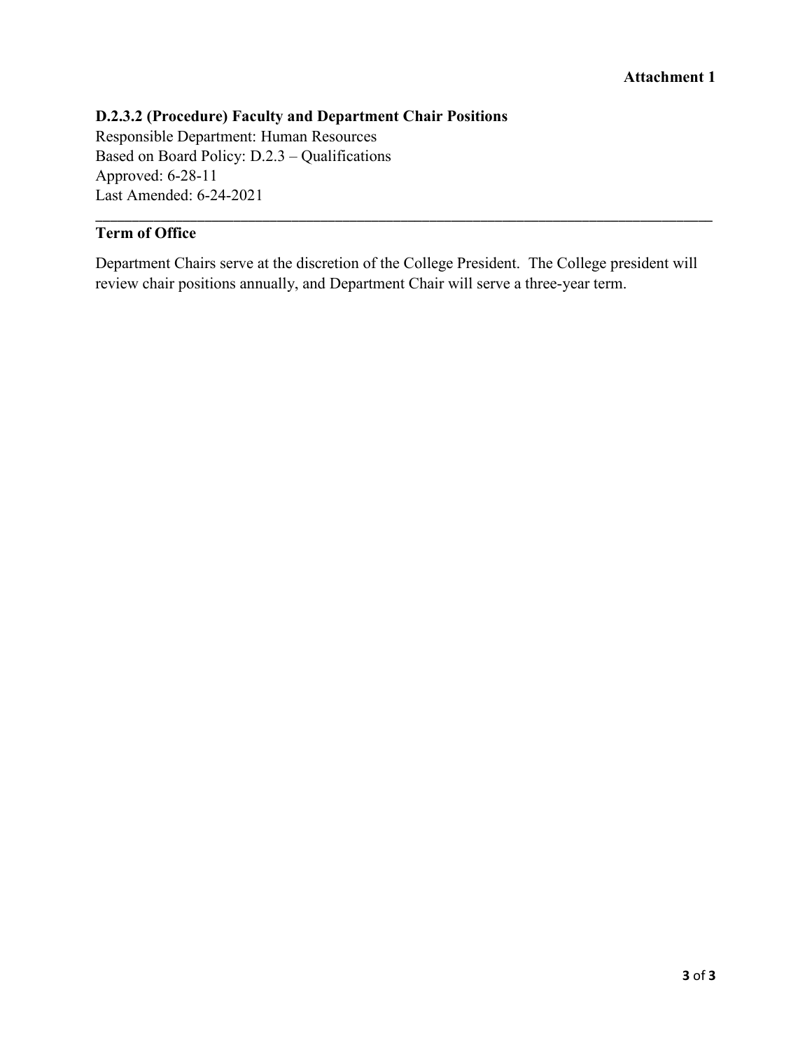**Attachment 1**

**D.2.3.2 (Procedure) Faculty and Department Chair Positions**

Responsible Department: Human Resources
Based on Board Policy: D.2.3 – Qualifications
Approved: 6-28-11
Last Amended: 6-24-2021

---

### Term of Office

Department Chairs serve at the discretion of the College President. The College president will review chair positions annually, and Department Chair will serve a three-year term.